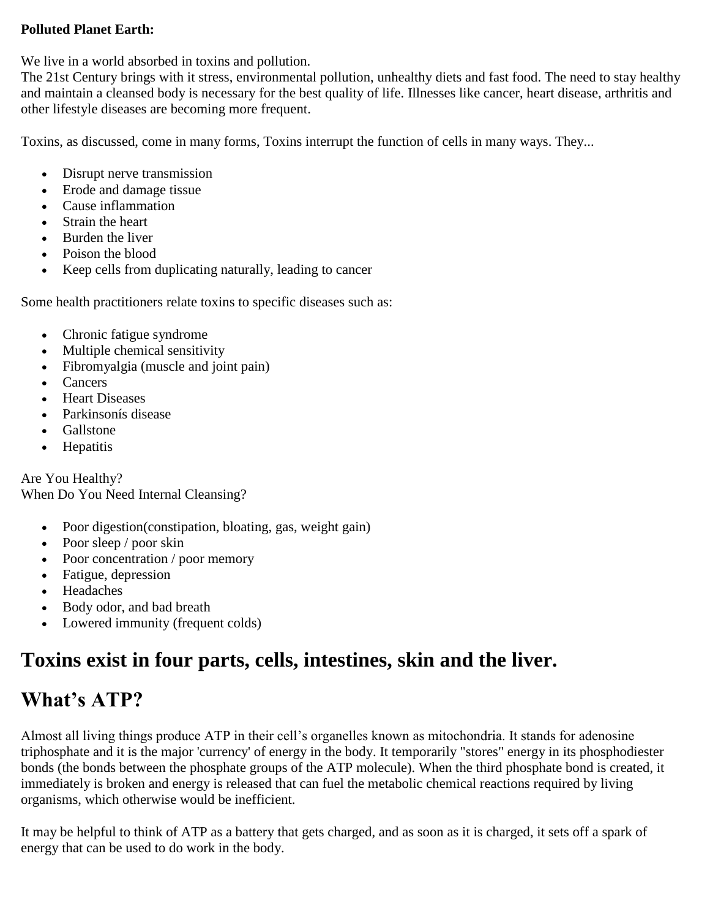**Polluted Planet Earth:**

We live in a world absorbed in toxins and pollution.
The 21st Century brings with it stress, environmental pollution, unhealthy diets and fast food. The need to stay healthy and maintain a cleansed body is necessary for the best quality of life. Illnesses like cancer, heart disease, arthritis and other lifestyle diseases are becoming more frequent.

Toxins, as discussed, come in many forms, Toxins interrupt the function of cells in many ways. They...

- Disrupt nerve transmission
- Erode and damage tissue
- Cause inflammation
- Strain the heart
- Burden the liver
- Poison the blood
- Keep cells from duplicating naturally, leading to cancer

Some health practitioners relate toxins to specific diseases such as:

- Chronic fatigue syndrome
- Multiple chemical sensitivity
- Fibromyalgia (muscle and joint pain)
- Cancers
- Heart Diseases
- Parkinsonís disease
- Gallstone
- Hepatitis

Are You Healthy?
When Do You Need Internal Cleansing?

- Poor digestion(constipation, bloating, gas, weight gain)
- Poor sleep / poor skin
- Poor concentration / poor memory
- Fatigue, depression
- Headaches
- Body odor, and bad breath
- Lowered immunity (frequent colds)

## Toxins exist in four parts, cells, intestines, skin and the liver.

## What's ATP?

Almost all living things produce ATP in their cell's organelles known as mitochondria. It stands for adenosine triphosphate and it is the major 'currency' of energy in the body. It temporarily "stores" energy in its phosphodiester bonds (the bonds between the phosphate groups of the ATP molecule). When the third phosphate bond is created, it immediately is broken and energy is released that can fuel the metabolic chemical reactions required by living organisms, which otherwise would be inefficient.

It may be helpful to think of ATP as a battery that gets charged, and as soon as it is charged, it sets off a spark of energy that can be used to do work in the body.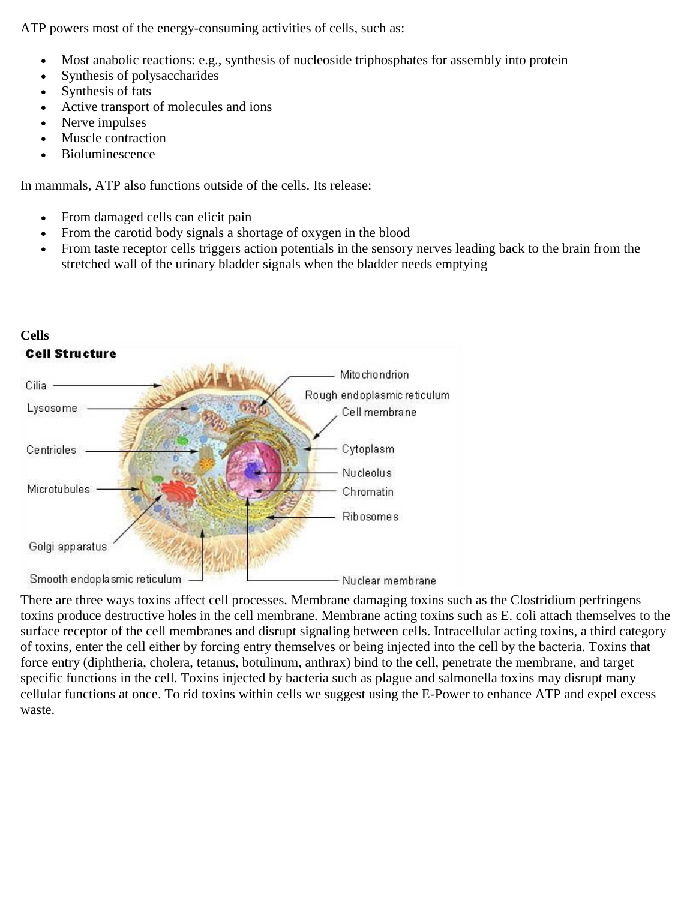ATP powers most of the energy-consuming activities of cells, such as:

- Most anabolic reactions: e.g., synthesis of nucleoside triphosphates for assembly into protein
- Synthesis of polysaccharides
- Synthesis of fats
- Active transport of molecules and ions
- Nerve impulses
- Muscle contraction
- Bioluminescence

In mammals, ATP also functions outside of the cells. Its release:

- From damaged cells can elicit pain
- From the carotid body signals a shortage of oxygen in the blood
- From taste receptor cells triggers action potentials in the sensory nerves leading back to the brain from the stretched wall of the urinary bladder signals when the bladder needs emptying

**Cells**

**Cell Structure**

Cilia, Lysosome, Centrioles, Microtubules, Golgi apparatus, Smooth endoplasmic reticulum, Mitochondrion, Rough endoplasmic reticulum, Cell membrane, Cytoplasm, Nucleolus, Chromatin, Ribosomes, Nuclear membrane

There are three ways toxins affect cell processes. Membrane damaging toxins such as the Clostridium perfringens toxins produce destructive holes in the cell membrane. Membrane acting toxins such as E. coli attach themselves to the surface receptor of the cell membranes and disrupt signaling between cells. Intracellular acting toxins, a third category of toxins, enter the cell either by forcing entry themselves or being injected into the cell by the bacteria. Toxins that force entry (diphtheria, cholera, tetanus, botulinum, anthrax) bind to the cell, penetrate the membrane, and target specific functions in the cell. Toxins injected by bacteria such as plague and salmonella toxins may disrupt many cellular functions at once. To rid toxins within cells we suggest using the E-Power to enhance ATP and expel excess waste.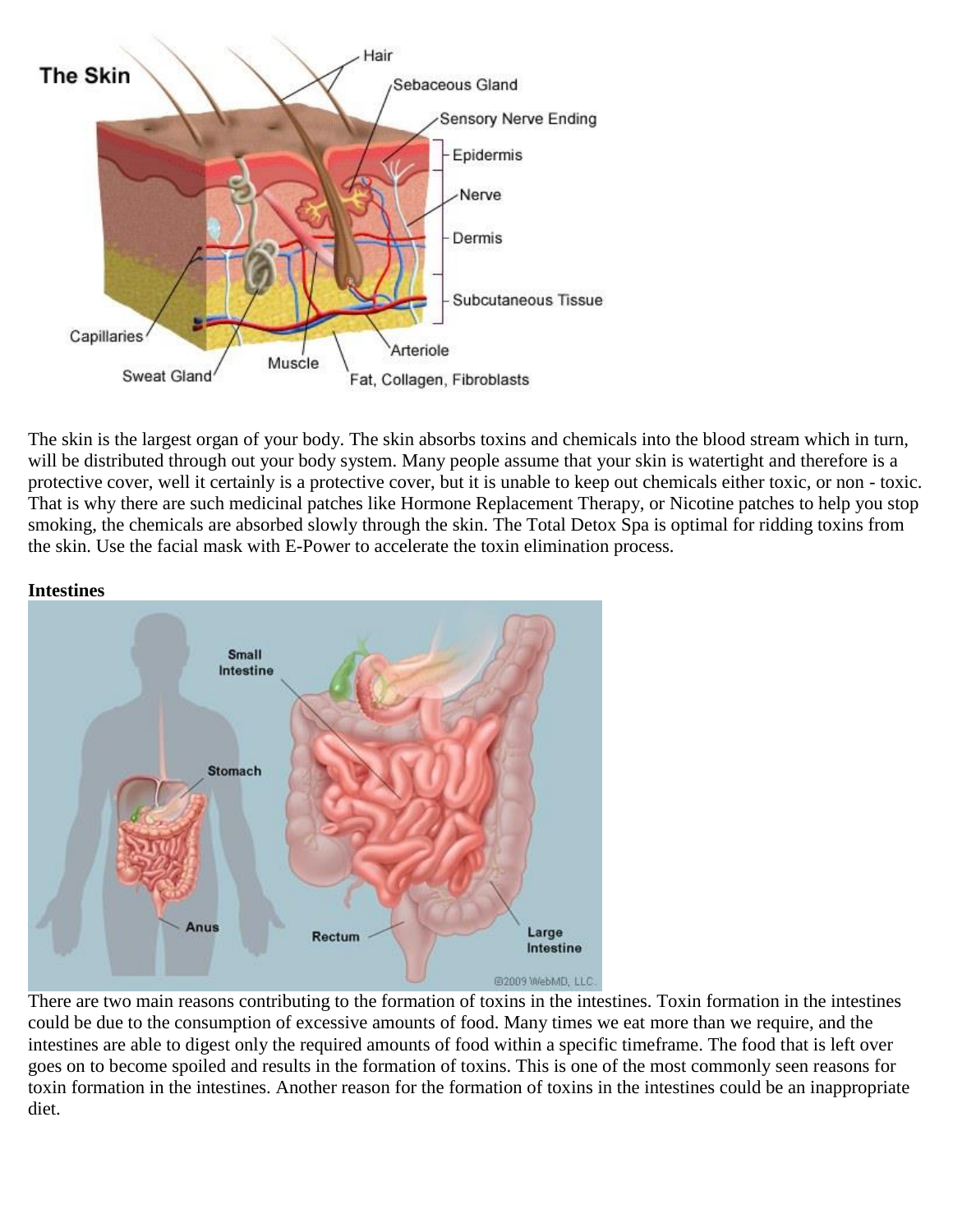The skin is the largest organ of your body. The skin absorbs toxins and chemicals into the blood stream which in turn, will be distributed through out your body system. Many people assume that your skin is watertight and therefore is a protective cover, well it certainly is a protective cover, but it is unable to keep out chemicals either toxic, or non - toxic. That is why there are such medicinal patches like Hormone Replacement Therapy, or Nicotine patches to help you stop smoking, the chemicals are absorbed slowly through the skin. The Total Detox Spa is optimal for ridding toxins from the skin. Use the facial mask with E-Power to accelerate the toxin elimination process.

**Intestines**

There are two main reasons contributing to the formation of toxins in the intestines. Toxin formation in the intestines could be due to the consumption of excessive amounts of food. Many times we eat more than we require, and the intestines are able to digest only the required amounts of food within a specific timeframe. The food that is left over goes on to become spoiled and results in the formation of toxins. This is one of the most commonly seen reasons for toxin formation in the intestines. Another reason for the formation of toxins in the intestines could be an inappropriate diet.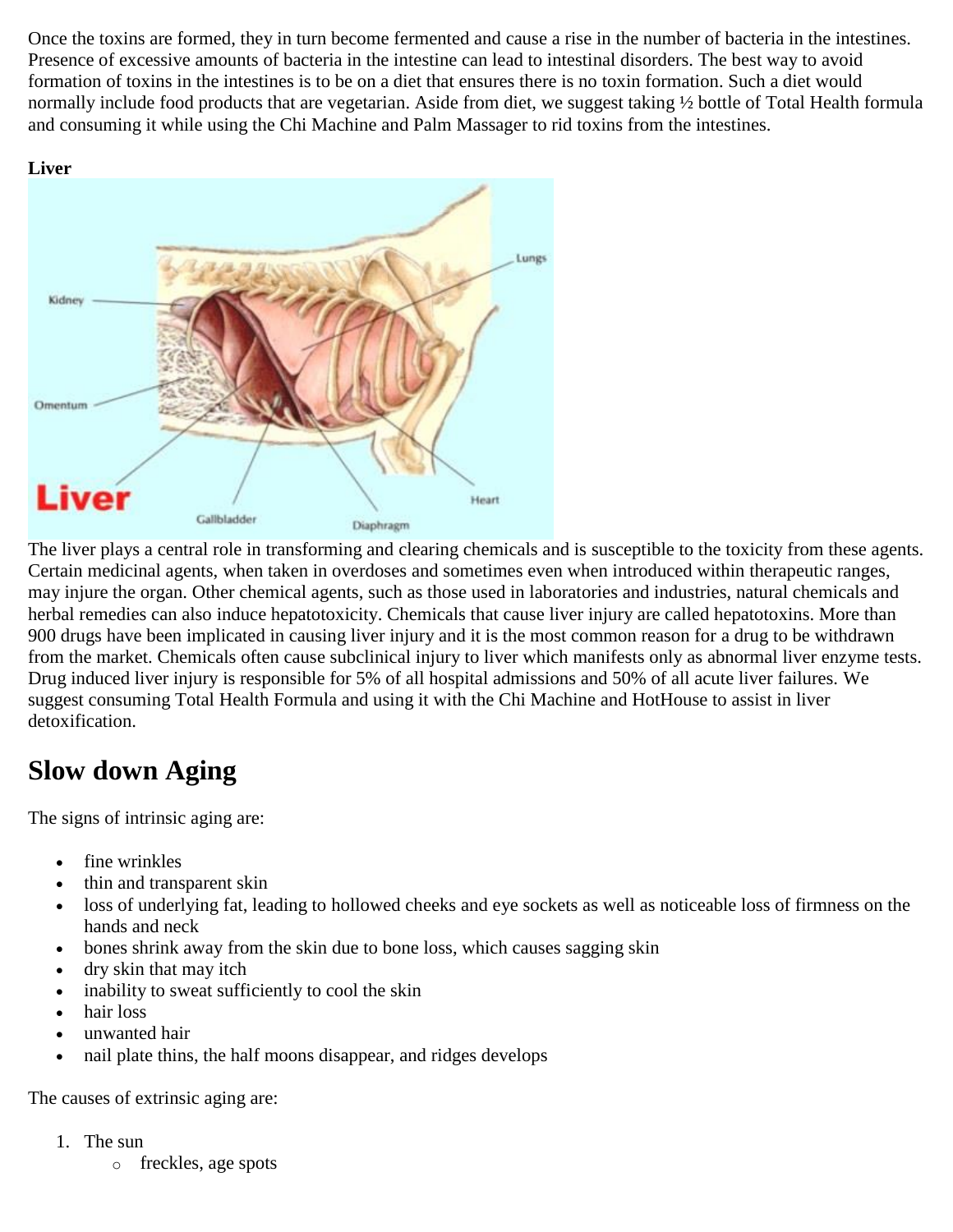Once the toxins are formed, they in turn become fermented and cause a rise in the number of bacteria in the intestines. Presence of excessive amounts of bacteria in the intestine can lead to intestinal disorders. The best way to avoid formation of toxins in the intestines is to be on a diet that ensures there is no toxin formation. Such a diet would normally include food products that are vegetarian. Aside from diet, we suggest taking ½ bottle of Total Health formula and consuming it while using the Chi Machine and Palm Massager to rid toxins from the intestines.

**Liver**

The liver plays a central role in transforming and clearing chemicals and is susceptible to the toxicity from these agents. Certain medicinal agents, when taken in overdoses and sometimes even when introduced within therapeutic ranges, may injure the organ. Other chemical agents, such as those used in laboratories and industries, natural chemicals and herbal remedies can also induce hepatotoxicity. Chemicals that cause liver injury are called hepatotoxins. More than 900 drugs have been implicated in causing liver injury and it is the most common reason for a drug to be withdrawn from the market. Chemicals often cause subclinical injury to liver which manifests only as abnormal liver enzyme tests. Drug induced liver injury is responsible for 5% of all hospital admissions and 50% of all acute liver failures. We suggest consuming Total Health Formula and using it with the Chi Machine and HotHouse to assist in liver detoxification.

## Slow down Aging

The signs of intrinsic aging are:

- fine wrinkles
- thin and transparent skin
- loss of underlying fat, leading to hollowed cheeks and eye sockets as well as noticeable loss of firmness on the hands and neck
- bones shrink away from the skin due to bone loss, which causes sagging skin
- dry skin that may itch
- inability to sweat sufficiently to cool the skin
- hair loss
- unwanted hair
- nail plate thins, the half moons disappear, and ridges develops

The causes of extrinsic aging are:

1. The sun
    - freckles, age spots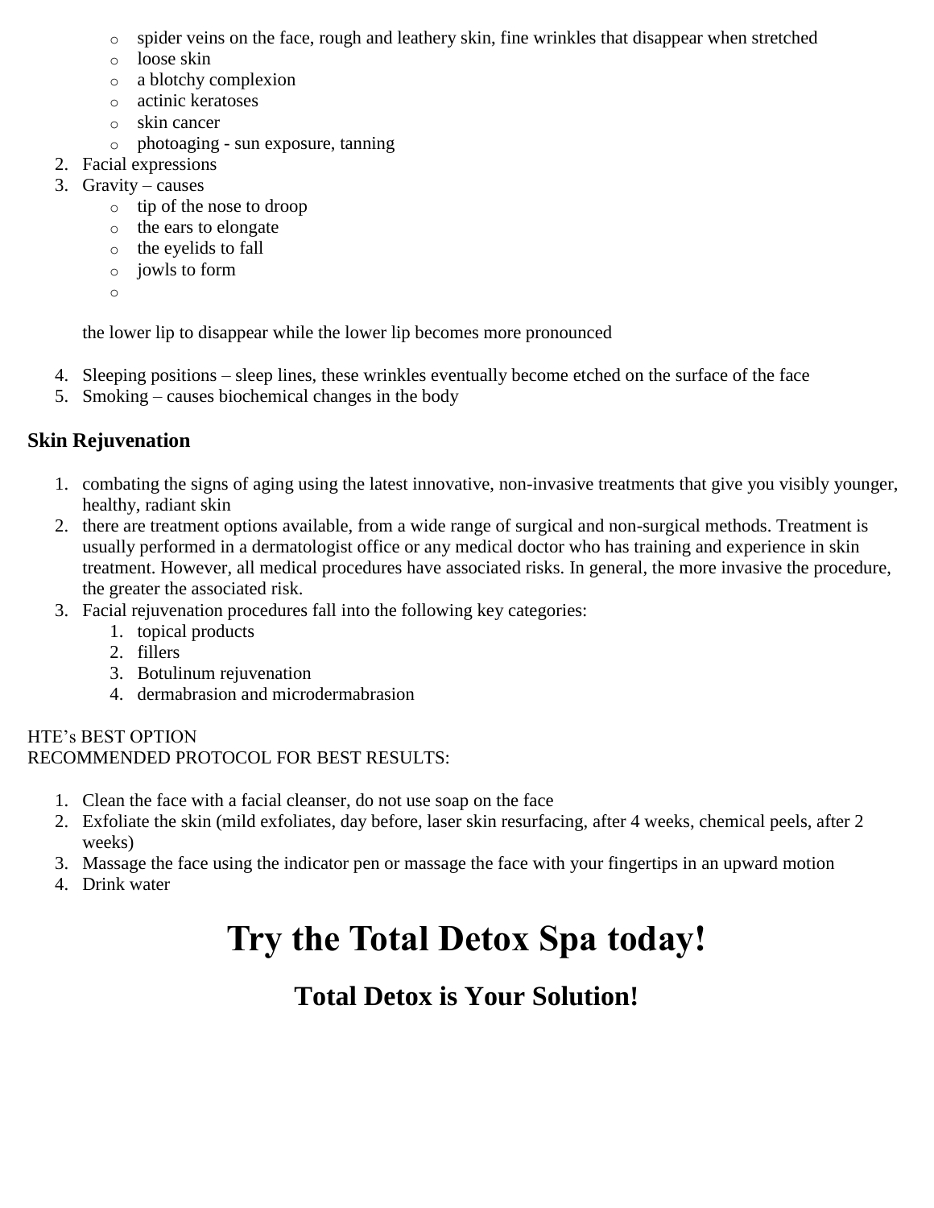- spider veins on the face, rough and leathery skin, fine wrinkles that disappear when stretched
    - loose skin
    - a blotchy complexion
    - actinic keratoses
    - skin cancer
    - photoaging - sun exposure, tanning
2. Facial expressions
3. Gravity – causes
    - tip of the nose to droop
    - the ears to elongate
    - the eyelids to fall
    - jowls to form
    - 

    the lower lip to disappear while the lower lip becomes more pronounced

4. Sleeping positions – sleep lines, these wrinkles eventually become etched on the surface of the face
5. Smoking – causes biochemical changes in the body

## Skin Rejuvenation

1. combating the signs of aging using the latest innovative, non-invasive treatments that give you visibly younger, healthy, radiant skin
2. there are treatment options available, from a wide range of surgical and non-surgical methods. Treatment is usually performed in a dermatologist office or any medical doctor who has training and experience in skin treatment. However, all medical procedures have associated risks. In general, the more invasive the procedure, the greater the associated risk.
3. Facial rejuvenation procedures fall into the following key categories:
    1. topical products
    2. fillers
    3. Botulinum rejuvenation
    4. dermabrasion and microdermabrasion

HTE's BEST OPTION
RECOMMENDED PROTOCOL FOR BEST RESULTS:

1. Clean the face with a facial cleanser, do not use soap on the face
2. Exfoliate the skin (mild exfoliates, day before, laser skin resurfacing, after 4 weeks, chemical peels, after 2 weeks)
3. Massage the face using the indicator pen or massage the face with your fingertips in an upward motion
4. Drink water

# Try the Total Detox Spa today!

## Total Detox is Your Solution!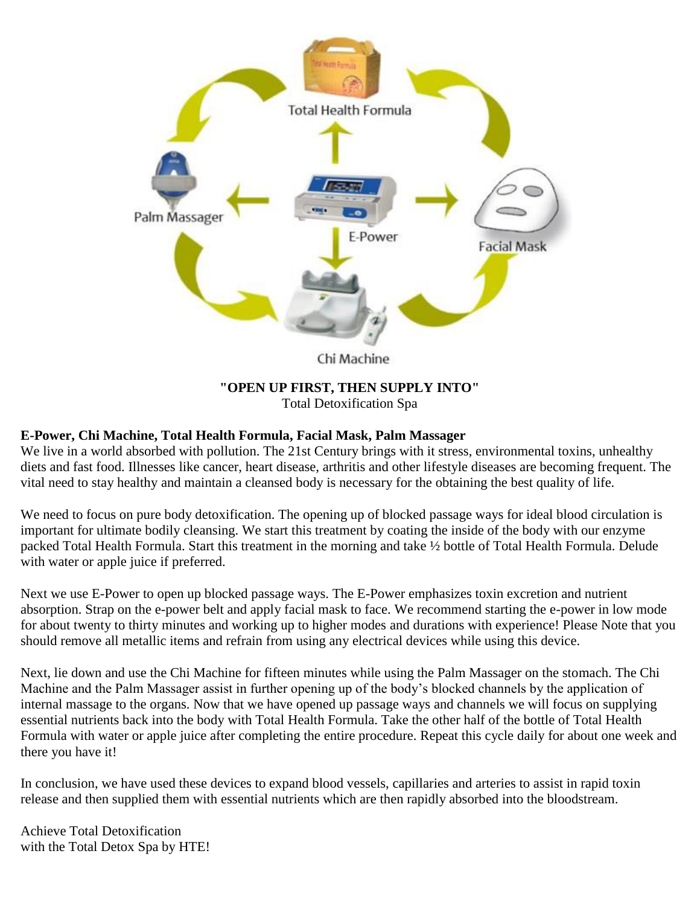Total Health Formula

Palm Massager

E-Power

Facial Mask

Chi Machine

**"OPEN UP FIRST, THEN SUPPLY INTO"**
Total Detoxification Spa

**E-Power, Chi Machine, Total Health Formula, Facial Mask, Palm Massager**

We live in a world absorbed with pollution. The 21st Century brings with it stress, environmental toxins, unhealthy diets and fast food. Illnesses like cancer, heart disease, arthritis and other lifestyle diseases are becoming frequent. The vital need to stay healthy and maintain a cleansed body is necessary for the obtaining the best quality of life.

We need to focus on pure body detoxification. The opening up of blocked passage ways for ideal blood circulation is important for ultimate bodily cleansing. We start this treatment by coating the inside of the body with our enzyme packed Total Health Formula. Start this treatment in the morning and take ½ bottle of Total Health Formula. Delude with water or apple juice if preferred.

Next we use E-Power to open up blocked passage ways. The E-Power emphasizes toxin excretion and nutrient absorption. Strap on the e-power belt and apply facial mask to face. We recommend starting the e-power in low mode for about twenty to thirty minutes and working up to higher modes and durations with experience! Please Note that you should remove all metallic items and refrain from using any electrical devices while using this device.

Next, lie down and use the Chi Machine for fifteen minutes while using the Palm Massager on the stomach. The Chi Machine and the Palm Massager assist in further opening up of the body's blocked channels by the application of internal massage to the organs. Now that we have opened up passage ways and channels we will focus on supplying essential nutrients back into the body with Total Health Formula. Take the other half of the bottle of Total Health Formula with water or apple juice after completing the entire procedure. Repeat this cycle daily for about one week and there you have it!

In conclusion, we have used these devices to expand blood vessels, capillaries and arteries to assist in rapid toxin release and then supplied them with essential nutrients which are then rapidly absorbed into the bloodstream.

Achieve Total Detoxification
with the Total Detox Spa by HTE!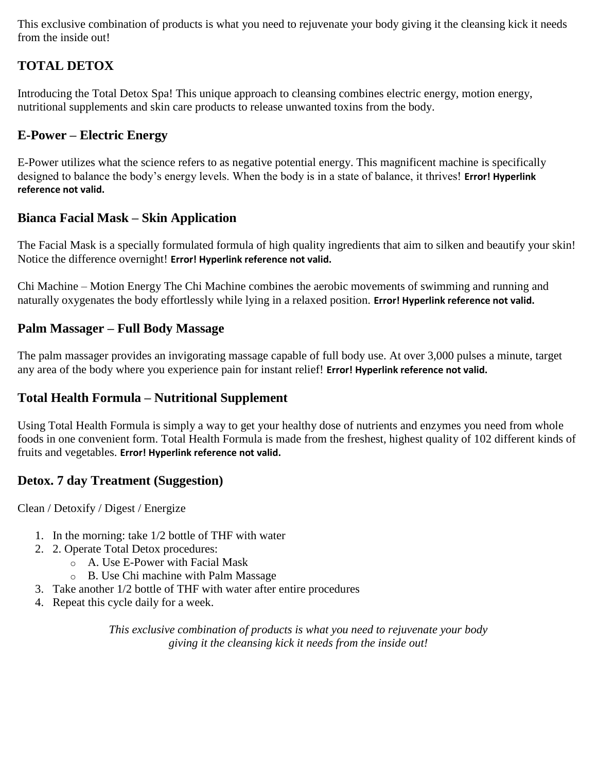This exclusive combination of products is what you need to rejuvenate your body giving it the cleansing kick it needs from the inside out!

## TOTAL DETOX

Introducing the Total Detox Spa! This unique approach to cleansing combines electric energy, motion energy, nutritional supplements and skin care products to release unwanted toxins from the body.

### E-Power – Electric Energy

E-Power utilizes what the science refers to as negative potential energy. This magnificent machine is specifically designed to balance the body's energy levels. When the body is in a state of balance, it thrives! **Error! Hyperlink reference not valid.**

### Bianca Facial Mask – Skin Application

The Facial Mask is a specially formulated formula of high quality ingredients that aim to silken and beautify your skin! Notice the difference overnight! **Error! Hyperlink reference not valid.**

Chi Machine – Motion Energy The Chi Machine combines the aerobic movements of swimming and running and naturally oxygenates the body effortlessly while lying in a relaxed position. **Error! Hyperlink reference not valid.**

### Palm Massager – Full Body Massage

The palm massager provides an invigorating massage capable of full body use. At over 3,000 pulses a minute, target any area of the body where you experience pain for instant relief! **Error! Hyperlink reference not valid.**

### Total Health Formula – Nutritional Supplement

Using Total Health Formula is simply a way to get your healthy dose of nutrients and enzymes you need from whole foods in one convenient form. Total Health Formula is made from the freshest, highest quality of 102 different kinds of fruits and vegetables. **Error! Hyperlink reference not valid.**

### Detox. 7 day Treatment (Suggestion)

Clean / Detoxify / Digest / Energize

1. In the morning: take 1/2 bottle of THF with water
2. 2. Operate Total Detox procedures:
   - A. Use E-Power with Facial Mask
   - B. Use Chi machine with Palm Massage
3. Take another 1/2 bottle of THF with water after entire procedures
4. Repeat this cycle daily for a week.

*This exclusive combination of products is what you need to rejuvenate your body giving it the cleansing kick it needs from the inside out!*